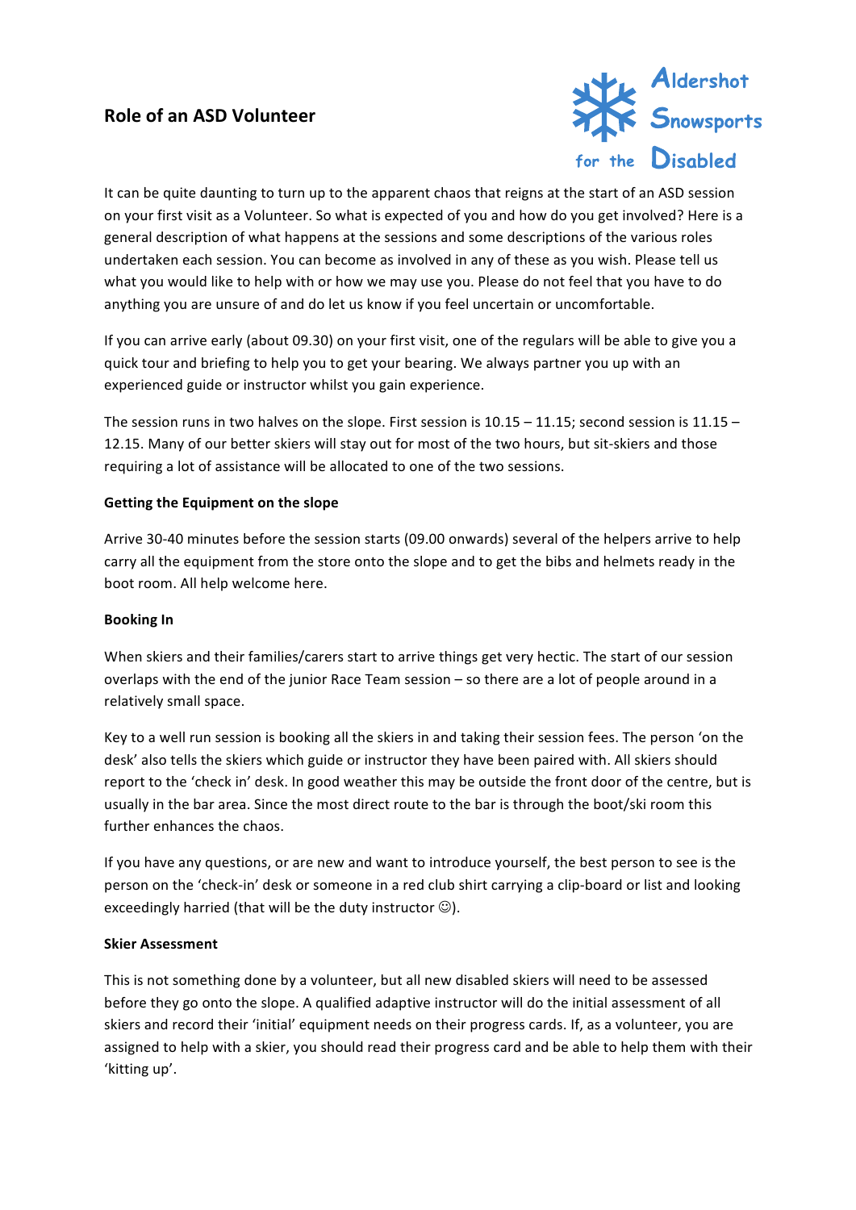# Role of an ASD Volunteer

Aldershot Snowsports for the Disabled

It can be quite daunting to turn up to the apparent chaos that reigns at the start of an ASD session on your first visit as a Volunteer. So what is expected of you and how do you get involved? Here is a general description of what happens at the sessions and some descriptions of the various roles undertaken each session. You can become as involved in any of these as you wish. Please tell us what you would like to help with or how we may use you. Please do not feel that you have to do anything you are unsure of and do let us know if you feel uncertain or uncomfortable.

If you can arrive early (about 09.30) on your first visit, one of the regulars will be able to give you a quick tour and briefing to help you to get your bearing. We always partner you up with an experienced guide or instructor whilst you gain experience.

The session runs in two halves on the slope. First session is 10.15 – 11.15; second session is 11.15 – 12.15. Many of our better skiers will stay out for most of the two hours, but sit-skiers and those requiring a lot of assistance will be allocated to one of the two sessions.

**Getting the Equipment on the slope**

Arrive 30-40 minutes before the session starts (09.00 onwards) several of the helpers arrive to help carry all the equipment from the store onto the slope and to get the bibs and helmets ready in the boot room. All help welcome here.

**Booking In**

When skiers and their families/carers start to arrive things get very hectic. The start of our session overlaps with the end of the junior Race Team session – so there are a lot of people around in a relatively small space.

Key to a well run session is booking all the skiers in and taking their session fees. The person 'on the desk' also tells the skiers which guide or instructor they have been paired with. All skiers should report to the 'check in' desk. In good weather this may be outside the front door of the centre, but is usually in the bar area. Since the most direct route to the bar is through the boot/ski room this further enhances the chaos.

If you have any questions, or are new and want to introduce yourself, the best person to see is the person on the 'check-in' desk or someone in a red club shirt carrying a clip-board or list and looking exceedingly harried (that will be the duty instructor ☺).

**Skier Assessment**

This is not something done by a volunteer, but all new disabled skiers will need to be assessed before they go onto the slope. A qualified adaptive instructor will do the initial assessment of all skiers and record their 'initial' equipment needs on their progress cards. If, as a volunteer, you are assigned to help with a skier, you should read their progress card and be able to help them with their 'kitting up'.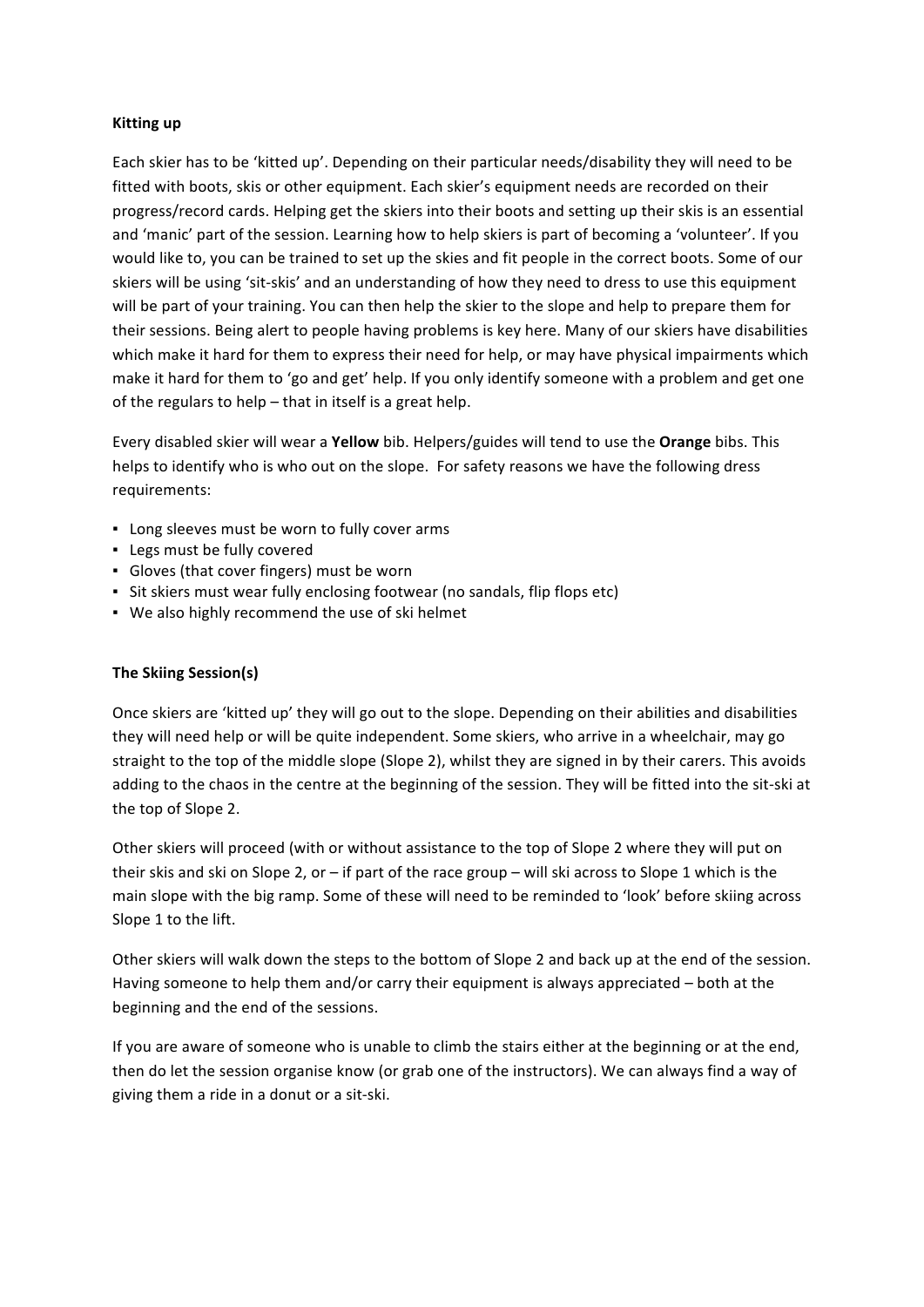**Kitting up**

Each skier has to be 'kitted up'. Depending on their particular needs/disability they will need to be fitted with boots, skis or other equipment. Each skier's equipment needs are recorded on their progress/record cards. Helping get the skiers into their boots and setting up their skis is an essential and 'manic' part of the session. Learning how to help skiers is part of becoming a 'volunteer'. If you would like to, you can be trained to set up the skies and fit people in the correct boots. Some of our skiers will be using 'sit-skis' and an understanding of how they need to dress to use this equipment will be part of your training. You can then help the skier to the slope and help to prepare them for their sessions. Being alert to people having problems is key here. Many of our skiers have disabilities which make it hard for them to express their need for help, or may have physical impairments which make it hard for them to 'go and get' help. If you only identify someone with a problem and get one of the regulars to help – that in itself is a great help.

Every disabled skier will wear a **Yellow** bib. Helpers/guides will tend to use the **Orange** bibs. This helps to identify who is who out on the slope. For safety reasons we have the following dress requirements:

- Long sleeves must be worn to fully cover arms
- Legs must be fully covered
- Gloves (that cover fingers) must be worn
- Sit skiers must wear fully enclosing footwear (no sandals, flip flops etc)
- We also highly recommend the use of ski helmet

**The Skiing Session(s)**

Once skiers are 'kitted up' they will go out to the slope. Depending on their abilities and disabilities they will need help or will be quite independent. Some skiers, who arrive in a wheelchair, may go straight to the top of the middle slope (Slope 2), whilst they are signed in by their carers. This avoids adding to the chaos in the centre at the beginning of the session. They will be fitted into the sit-ski at the top of Slope 2.

Other skiers will proceed (with or without assistance to the top of Slope 2 where they will put on their skis and ski on Slope 2, or – if part of the race group – will ski across to Slope 1 which is the main slope with the big ramp. Some of these will need to be reminded to 'look' before skiing across Slope 1 to the lift.

Other skiers will walk down the steps to the bottom of Slope 2 and back up at the end of the session. Having someone to help them and/or carry their equipment is always appreciated – both at the beginning and the end of the sessions.

If you are aware of someone who is unable to climb the stairs either at the beginning or at the end, then do let the session organise know (or grab one of the instructors). We can always find a way of giving them a ride in a donut or a sit-ski.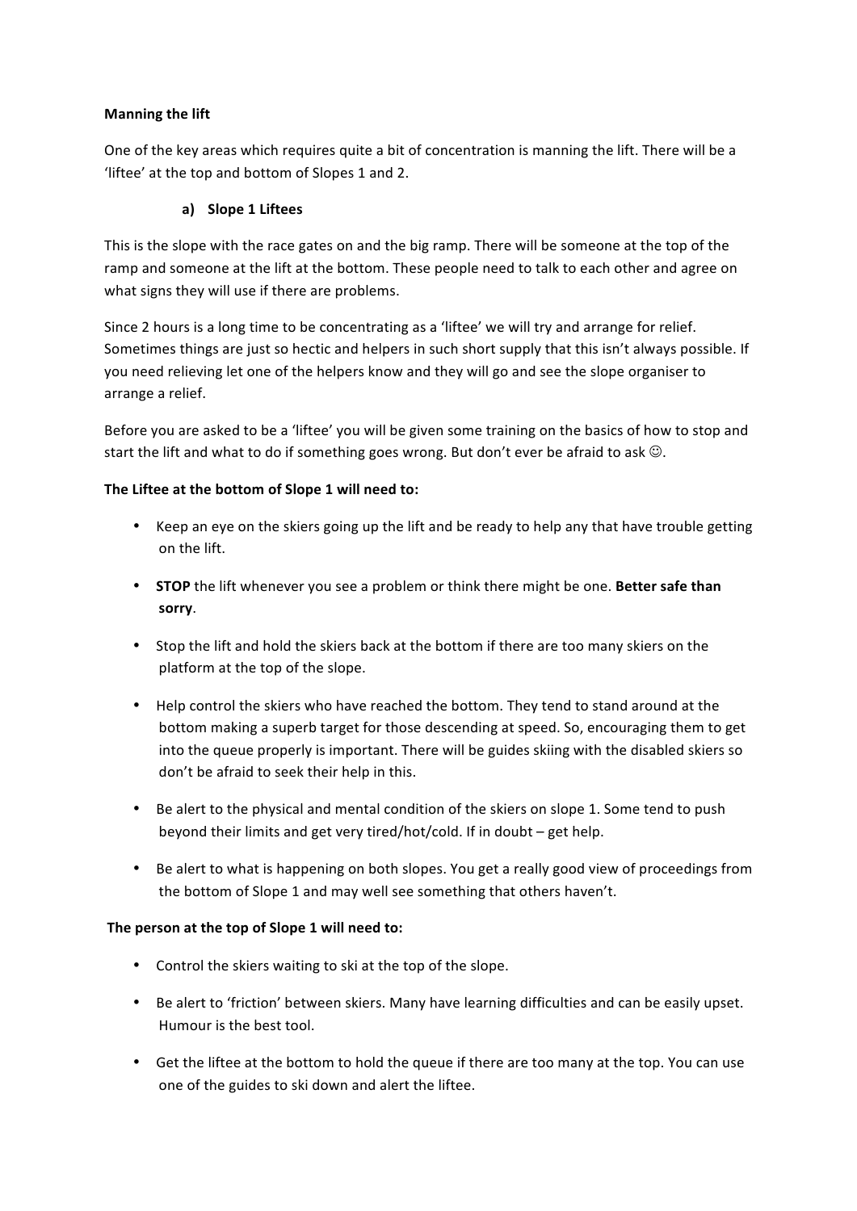**Manning the lift**

One of the key areas which requires quite a bit of concentration is manning the lift. There will be a 'liftee' at the top and bottom of Slopes 1 and 2.

**a) Slope 1 Liftees**

This is the slope with the race gates on and the big ramp. There will be someone at the top of the ramp and someone at the lift at the bottom. These people need to talk to each other and agree on what signs they will use if there are problems.

Since 2 hours is a long time to be concentrating as a 'liftee' we will try and arrange for relief. Sometimes things are just so hectic and helpers in such short supply that this isn't always possible. If you need relieving let one of the helpers know and they will go and see the slope organiser to arrange a relief.

Before you are asked to be a 'liftee' you will be given some training on the basics of how to stop and start the lift and what to do if something goes wrong. But don't ever be afraid to ask ☺.

**The Liftee at the bottom of Slope 1 will need to:**

- Keep an eye on the skiers going up the lift and be ready to help any that have trouble getting on the lift.
- **STOP** the lift whenever you see a problem or think there might be one. **Better safe than sorry**.
- Stop the lift and hold the skiers back at the bottom if there are too many skiers on the platform at the top of the slope.
- Help control the skiers who have reached the bottom. They tend to stand around at the bottom making a superb target for those descending at speed. So, encouraging them to get into the queue properly is important. There will be guides skiing with the disabled skiers so don't be afraid to seek their help in this.
- Be alert to the physical and mental condition of the skiers on slope 1. Some tend to push beyond their limits and get very tired/hot/cold. If in doubt – get help.
- Be alert to what is happening on both slopes. You get a really good view of proceedings from the bottom of Slope 1 and may well see something that others haven't.

**The person at the top of Slope 1 will need to:**

- Control the skiers waiting to ski at the top of the slope.
- Be alert to 'friction' between skiers. Many have learning difficulties and can be easily upset. Humour is the best tool.
- Get the liftee at the bottom to hold the queue if there are too many at the top. You can use one of the guides to ski down and alert the liftee.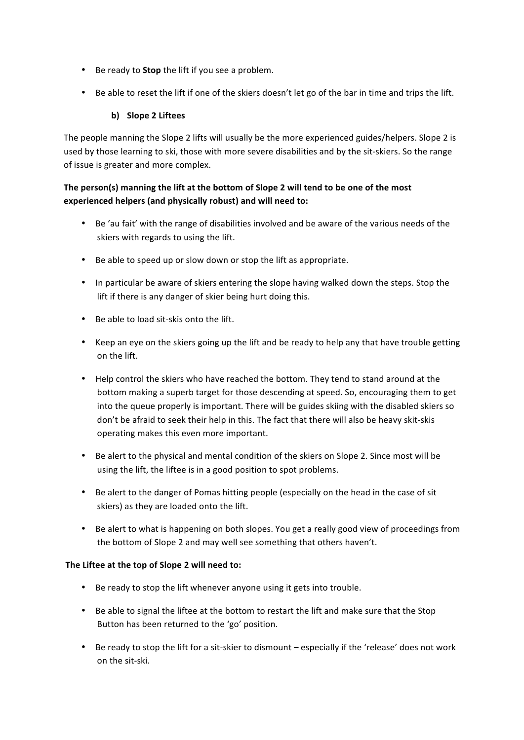- Be ready to **Stop** the lift if you see a problem.

- Be able to reset the lift if one of the skiers doesn't let go of the bar in time and trips the lift.

### b) Slope 2 Liftees

The people manning the Slope 2 lifts will usually be the more experienced guides/helpers. Slope 2 is used by those learning to ski, those with more severe disabilities and by the sit-skiers. So the range of issue is greater and more complex.

**The person(s) manning the lift at the bottom of Slope 2 will tend to be one of the most experienced helpers (and physically robust) and will need to:**

- Be 'au fait' with the range of disabilities involved and be aware of the various needs of the skiers with regards to using the lift.

- Be able to speed up or slow down or stop the lift as appropriate.

- In particular be aware of skiers entering the slope having walked down the steps. Stop the lift if there is any danger of skier being hurt doing this.

- Be able to load sit-skis onto the lift.

- Keep an eye on the skiers going up the lift and be ready to help any that have trouble getting on the lift.

- Help control the skiers who have reached the bottom. They tend to stand around at the bottom making a superb target for those descending at speed. So, encouraging them to get into the queue properly is important. There will be guides skiing with the disabled skiers so don't be afraid to seek their help in this. The fact that there will also be heavy skit-skis operating makes this even more important.

- Be alert to the physical and mental condition of the skiers on Slope 2. Since most will be using the lift, the liftee is in a good position to spot problems.

- Be alert to the danger of Pomas hitting people (especially on the head in the case of sit skiers) as they are loaded onto the lift.

- Be alert to what is happening on both slopes. You get a really good view of proceedings from the bottom of Slope 2 and may well see something that others haven't.

**The Liftee at the top of Slope 2 will need to:**

- Be ready to stop the lift whenever anyone using it gets into trouble.

- Be able to signal the liftee at the bottom to restart the lift and make sure that the Stop Button has been returned to the 'go' position.

- Be ready to stop the lift for a sit-skier to dismount – especially if the 'release' does not work on the sit-ski.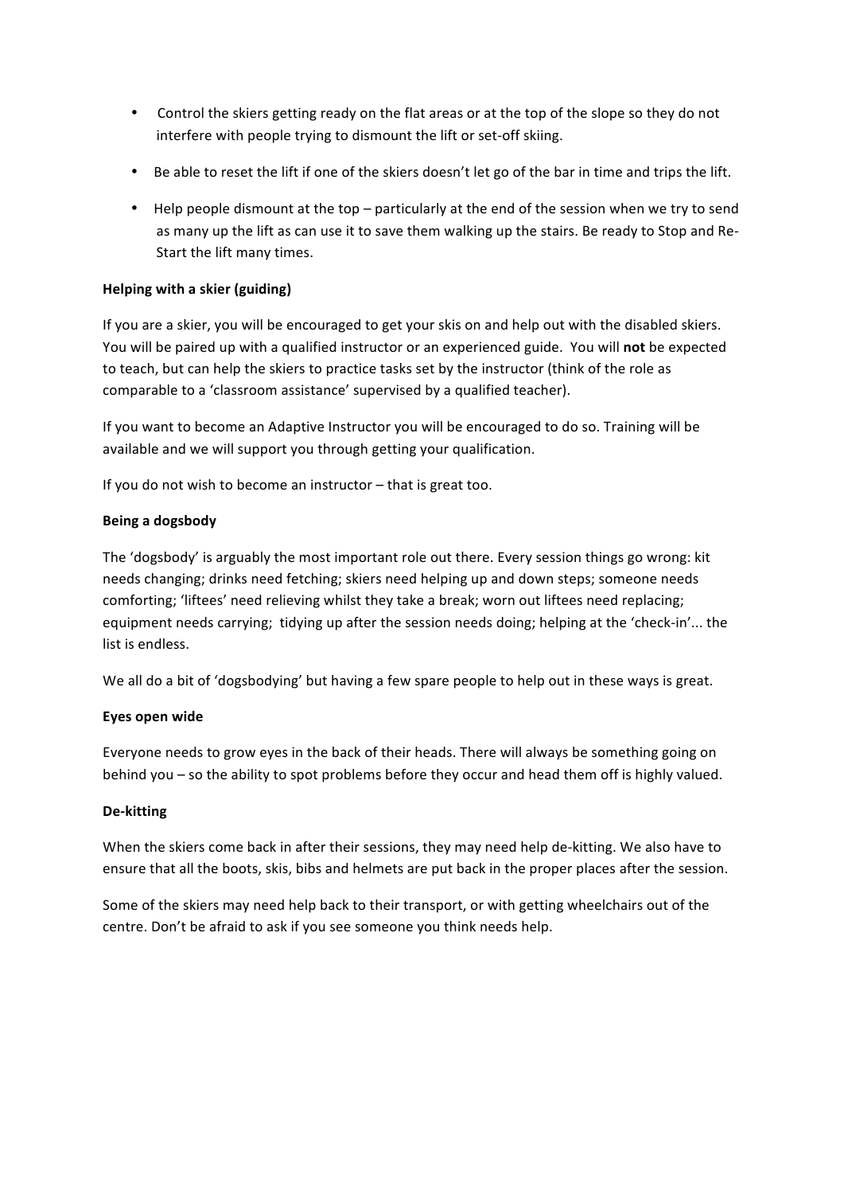- Control the skiers getting ready on the flat areas or at the top of the slope so they do not interfere with people trying to dismount the lift or set-off skiing.
- Be able to reset the lift if one of the skiers doesn't let go of the bar in time and trips the lift.
- Help people dismount at the top – particularly at the end of the session when we try to send as many up the lift as can use it to save them walking up the stairs. Be ready to Stop and Re-Start the lift many times.

**Helping with a skier (guiding)**

If you are a skier, you will be encouraged to get your skis on and help out with the disabled skiers. You will be paired up with a qualified instructor or an experienced guide. You will **not** be expected to teach, but can help the skiers to practice tasks set by the instructor (think of the role as comparable to a 'classroom assistance' supervised by a qualified teacher).

If you want to become an Adaptive Instructor you will be encouraged to do so. Training will be available and we will support you through getting your qualification.

If you do not wish to become an instructor – that is great too.

**Being a dogsbody**

The 'dogsbody' is arguably the most important role out there. Every session things go wrong: kit needs changing; drinks need fetching; skiers need helping up and down steps; someone needs comforting; 'liftees' need relieving whilst they take a break; worn out liftees need replacing; equipment needs carrying; tidying up after the session needs doing; helping at the 'check-in'... the list is endless.

We all do a bit of 'dogsbodying' but having a few spare people to help out in these ways is great.

**Eyes open wide**

Everyone needs to grow eyes in the back of their heads. There will always be something going on behind you – so the ability to spot problems before they occur and head them off is highly valued.

**De-kitting**

When the skiers come back in after their sessions, they may need help de-kitting. We also have to ensure that all the boots, skis, bibs and helmets are put back in the proper places after the session.

Some of the skiers may need help back to their transport, or with getting wheelchairs out of the centre. Don't be afraid to ask if you see someone you think needs help.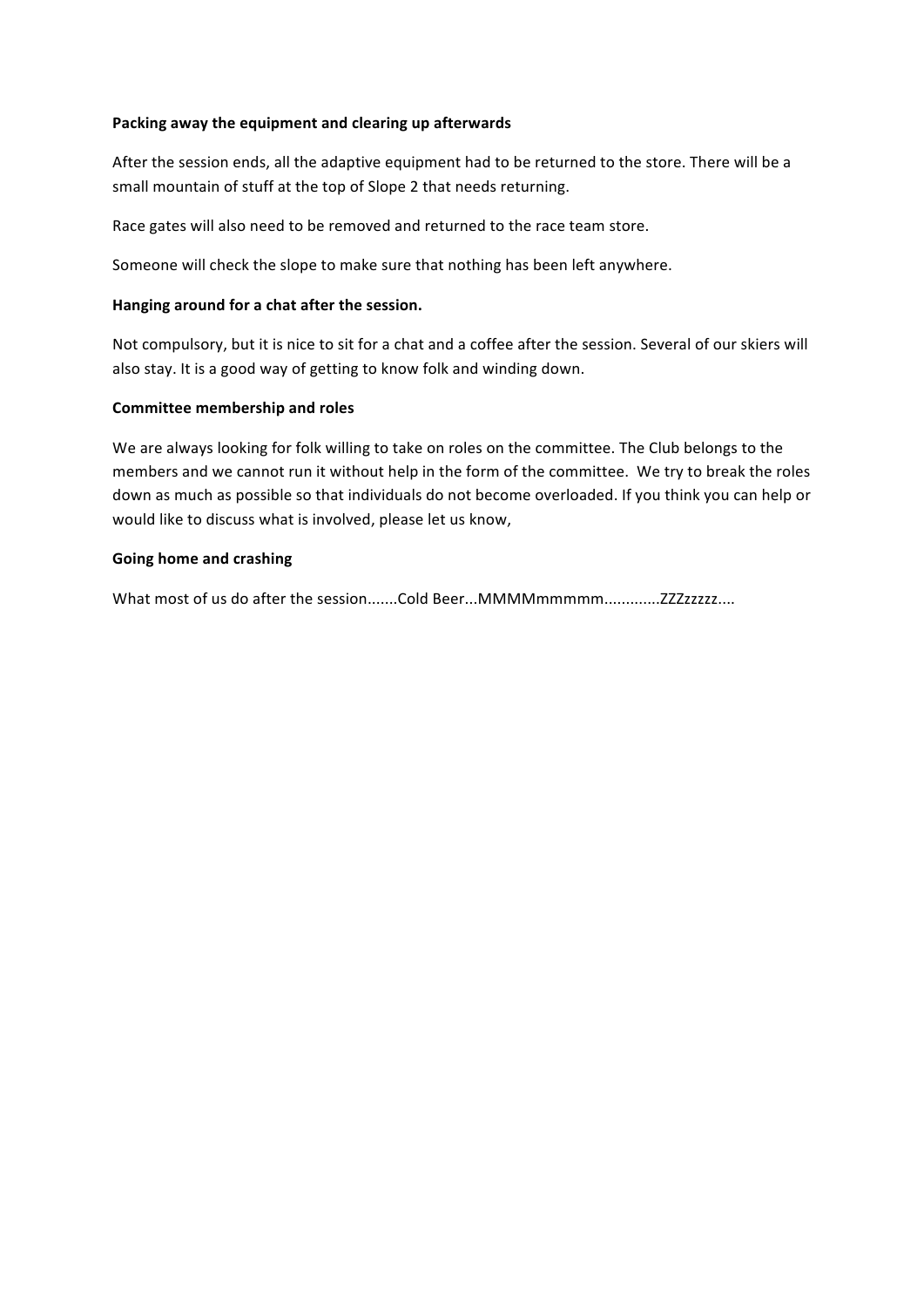**Packing away the equipment and clearing up afterwards**

After the session ends, all the adaptive equipment had to be returned to the store. There will be a small mountain of stuff at the top of Slope 2 that needs returning.

Race gates will also need to be removed and returned to the race team store.

Someone will check the slope to make sure that nothing has been left anywhere.

**Hanging around for a chat after the session.**

Not compulsory, but it is nice to sit for a chat and a coffee after the session. Several of our skiers will also stay. It is a good way of getting to know folk and winding down.

**Committee membership and roles**

We are always looking for folk willing to take on roles on the committee. The Club belongs to the members and we cannot run it without help in the form of the committee. We try to break the roles down as much as possible so that individuals do not become overloaded. If you think you can help or would like to discuss what is involved, please let us know,

**Going home and crashing**

What most of us do after the session.......Cold Beer...MMMMmmmmm.............ZZZzzzzz....